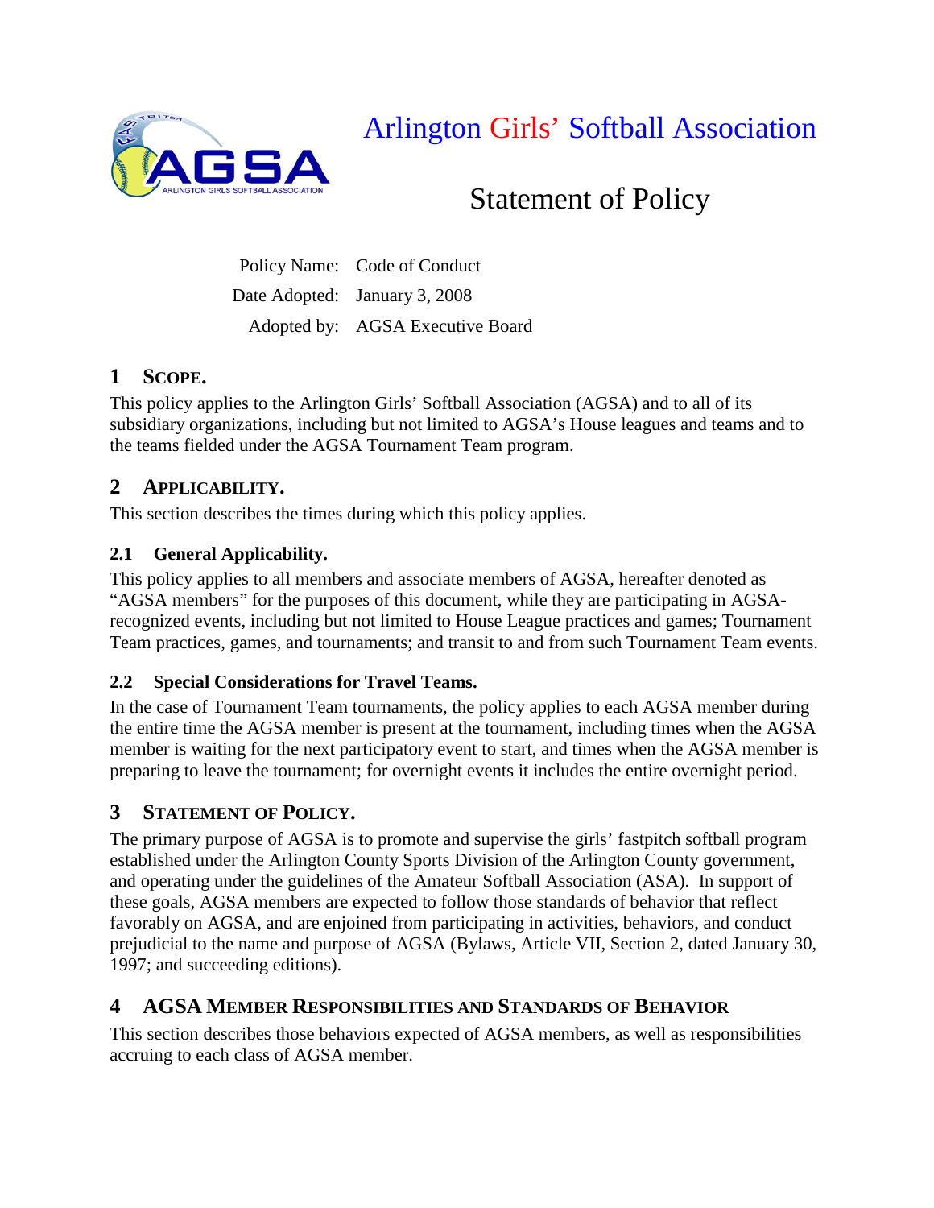# Arlington Girls' Softball Association

## Statement of Policy

| Policy Name: | Code of Conduct |
| --- | --- |
| Date Adopted: | January 3, 2008 |
| Adopted by: | AGSA Executive Board |

## 1 Scope.

This policy applies to the Arlington Girls' Softball Association (AGSA) and to all of its subsidiary organizations, including but not limited to AGSA's House leagues and teams and to the teams fielded under the AGSA Tournament Team program.

## 2 Applicability.

This section describes the times during which this policy applies.

### 2.1 General Applicability.

This policy applies to all members and associate members of AGSA, hereafter denoted as "AGSA members" for the purposes of this document, while they are participating in AGSA-recognized events, including but not limited to House League practices and games; Tournament Team practices, games, and tournaments; and transit to and from such Tournament Team events.

### 2.2 Special Considerations for Travel Teams.

In the case of Tournament Team tournaments, the policy applies to each AGSA member during the entire time the AGSA member is present at the tournament, including times when the AGSA member is waiting for the next participatory event to start, and times when the AGSA member is preparing to leave the tournament; for overnight events it includes the entire overnight period.

## 3 Statement of Policy.

The primary purpose of AGSA is to promote and supervise the girls' fastpitch softball program established under the Arlington County Sports Division of the Arlington County government, and operating under the guidelines of the Amateur Softball Association (ASA). In support of these goals, AGSA members are expected to follow those standards of behavior that reflect favorably on AGSA, and are enjoined from participating in activities, behaviors, and conduct prejudicial to the name and purpose of AGSA (Bylaws, Article VII, Section 2, dated January 30, 1997; and succeeding editions).

## 4 AGSA Member Responsibilities and Standards of Behavior

This section describes those behaviors expected of AGSA members, as well as responsibilities accruing to each class of AGSA member.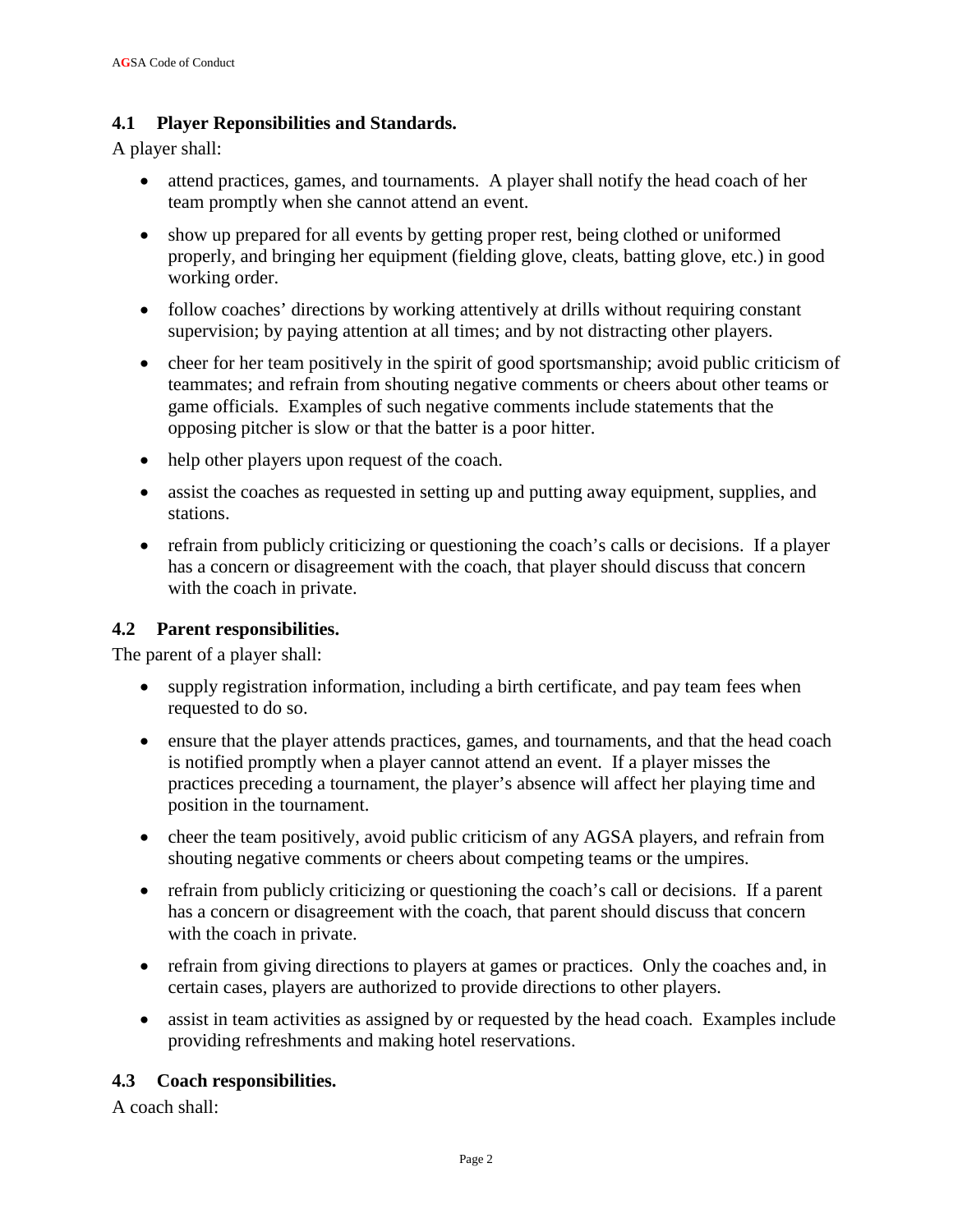### 4.1 Player Reponsibilities and Standards.

A player shall:

- attend practices, games, and tournaments. A player shall notify the head coach of her team promptly when she cannot attend an event.
- show up prepared for all events by getting proper rest, being clothed or uniformed properly, and bringing her equipment (fielding glove, cleats, batting glove, etc.) in good working order.
- follow coaches' directions by working attentively at drills without requiring constant supervision; by paying attention at all times; and by not distracting other players.
- cheer for her team positively in the spirit of good sportsmanship; avoid public criticism of teammates; and refrain from shouting negative comments or cheers about other teams or game officials. Examples of such negative comments include statements that the opposing pitcher is slow or that the batter is a poor hitter.
- help other players upon request of the coach.
- assist the coaches as requested in setting up and putting away equipment, supplies, and stations.
- refrain from publicly criticizing or questioning the coach's calls or decisions. If a player has a concern or disagreement with the coach, that player should discuss that concern with the coach in private.

### 4.2 Parent responsibilities.

The parent of a player shall:

- supply registration information, including a birth certificate, and pay team fees when requested to do so.
- ensure that the player attends practices, games, and tournaments, and that the head coach is notified promptly when a player cannot attend an event. If a player misses the practices preceding a tournament, the player's absence will affect her playing time and position in the tournament.
- cheer the team positively, avoid public criticism of any AGSA players, and refrain from shouting negative comments or cheers about competing teams or the umpires.
- refrain from publicly criticizing or questioning the coach's call or decisions. If a parent has a concern or disagreement with the coach, that parent should discuss that concern with the coach in private.
- refrain from giving directions to players at games or practices. Only the coaches and, in certain cases, players are authorized to provide directions to other players.
- assist in team activities as assigned by or requested by the head coach. Examples include providing refreshments and making hotel reservations.

### 4.3 Coach responsibilities.

A coach shall: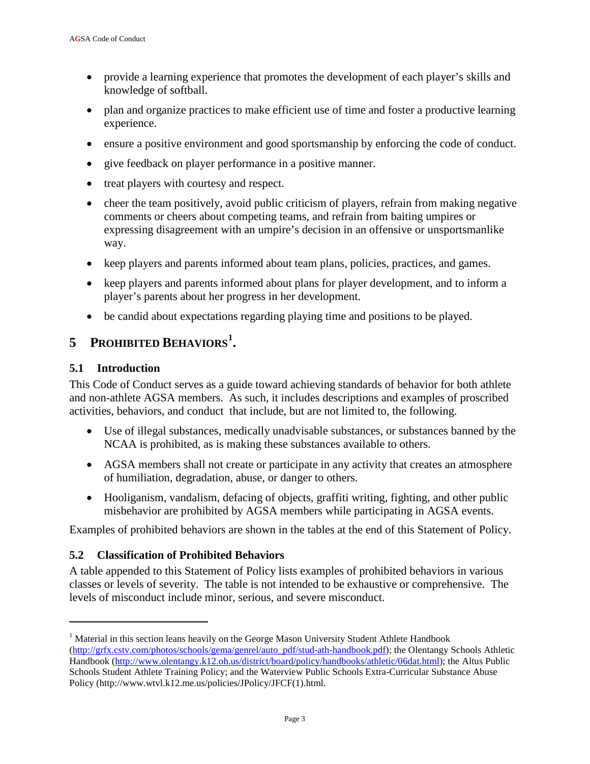- provide a learning experience that promotes the development of each player's skills and knowledge of softball.
- plan and organize practices to make efficient use of time and foster a productive learning experience.
- ensure a positive environment and good sportsmanship by enforcing the code of conduct.
- give feedback on player performance in a positive manner.
- treat players with courtesy and respect.
- cheer the team positively, avoid public criticism of players, refrain from making negative comments or cheers about competing teams, and refrain from baiting umpires or expressing disagreement with an umpire's decision in an offensive or unsportsmanlike way.
- keep players and parents informed about team plans, policies, practices, and games.
- keep players and parents informed about plans for player development, and to inform a player's parents about her progress in her development.
- be candid about expectations regarding playing time and positions to be played.

# 5 Prohibited Behaviors[1].

## 5.1 Introduction

This Code of Conduct serves as a guide toward achieving standards of behavior for both athlete and non-athlete AGSA members. As such, it includes descriptions and examples of proscribed activities, behaviors, and conduct that include, but are not limited to, the following.

- Use of illegal substances, medically unadvisable substances, or substances banned by the NCAA is prohibited, as is making these substances available to others.
- AGSA members shall not create or participate in any activity that creates an atmosphere of humiliation, degradation, abuse, or danger to others.
- Hooliganism, vandalism, defacing of objects, graffiti writing, fighting, and other public misbehavior are prohibited by AGSA members while participating in AGSA events.

Examples of prohibited behaviors are shown in the tables at the end of this Statement of Policy.

## 5.2 Classification of Prohibited Behaviors

A table appended to this Statement of Policy lists examples of prohibited behaviors in various classes or levels of severity. The table is not intended to be exhaustive or comprehensive. The levels of misconduct include minor, serious, and severe misconduct.

---

[1] Material in this section leans heavily on the George Mason University Student Athlete Handbook (http://grfx.cstv.com/photos/schools/gema/genrel/auto_pdf/stud-ath-handbook.pdf); the Olentangy Schools Athletic Handbook (http://www.olentangy.k12.oh.us/district/board/policy/handbooks/athletic/06dat.html); the Altus Public Schools Student Athlete Training Policy; and the Waterview Public Schools Extra-Curricular Substance Abuse Policy (http://www.wtvl.k12.me.us/policies/JPolicy/JFCF(1).html.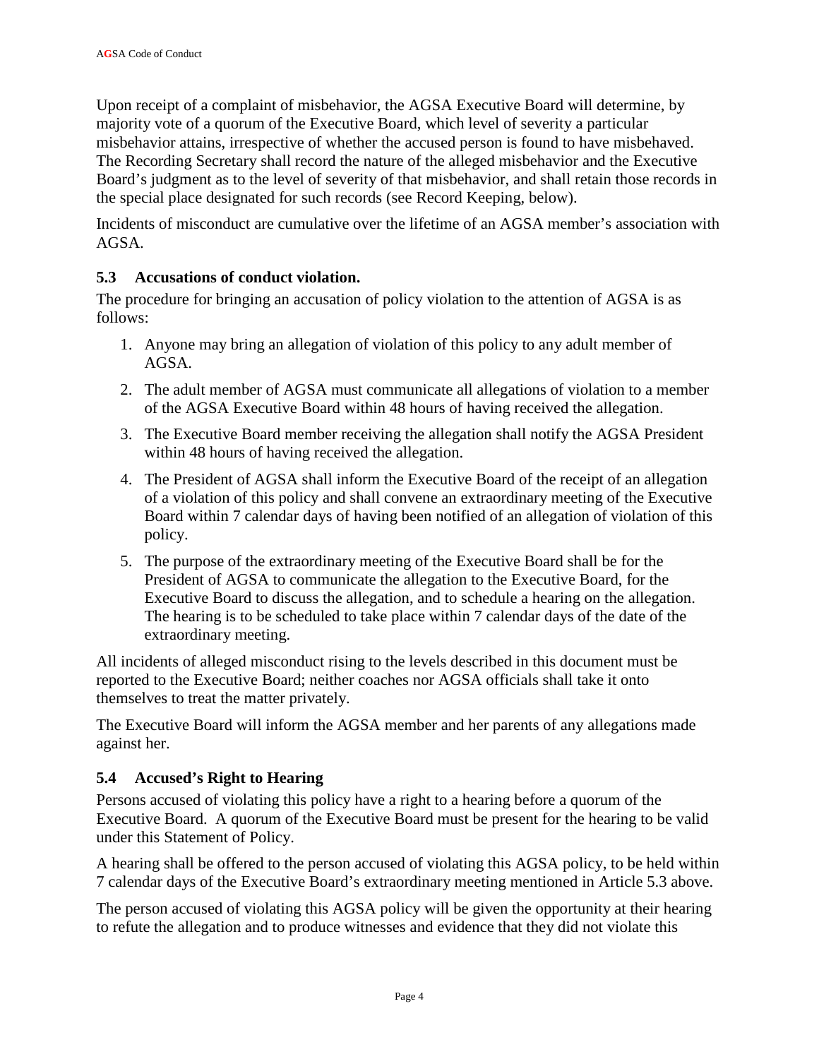Upon receipt of a complaint of misbehavior, the AGSA Executive Board will determine, by majority vote of a quorum of the Executive Board, which level of severity a particular misbehavior attains, irrespective of whether the accused person is found to have misbehaved. The Recording Secretary shall record the nature of the alleged misbehavior and the Executive Board's judgment as to the level of severity of that misbehavior, and shall retain those records in the special place designated for such records (see Record Keeping, below).

Incidents of misconduct are cumulative over the lifetime of an AGSA member's association with AGSA.

### 5.3 Accusations of conduct violation.

The procedure for bringing an accusation of policy violation to the attention of AGSA is as follows:

1. Anyone may bring an allegation of violation of this policy to any adult member of AGSA.
2. The adult member of AGSA must communicate all allegations of violation to a member of the AGSA Executive Board within 48 hours of having received the allegation.
3. The Executive Board member receiving the allegation shall notify the AGSA President within 48 hours of having received the allegation.
4. The President of AGSA shall inform the Executive Board of the receipt of an allegation of a violation of this policy and shall convene an extraordinary meeting of the Executive Board within 7 calendar days of having been notified of an allegation of violation of this policy.
5. The purpose of the extraordinary meeting of the Executive Board shall be for the President of AGSA to communicate the allegation to the Executive Board, for the Executive Board to discuss the allegation, and to schedule a hearing on the allegation. The hearing is to be scheduled to take place within 7 calendar days of the date of the extraordinary meeting.

All incidents of alleged misconduct rising to the levels described in this document must be reported to the Executive Board; neither coaches nor AGSA officials shall take it onto themselves to treat the matter privately.

The Executive Board will inform the AGSA member and her parents of any allegations made against her.

### 5.4 Accused's Right to Hearing

Persons accused of violating this policy have a right to a hearing before a quorum of the Executive Board. A quorum of the Executive Board must be present for the hearing to be valid under this Statement of Policy.

A hearing shall be offered to the person accused of violating this AGSA policy, to be held within 7 calendar days of the Executive Board's extraordinary meeting mentioned in Article 5.3 above.

The person accused of violating this AGSA policy will be given the opportunity at their hearing to refute the allegation and to produce witnesses and evidence that they did not violate this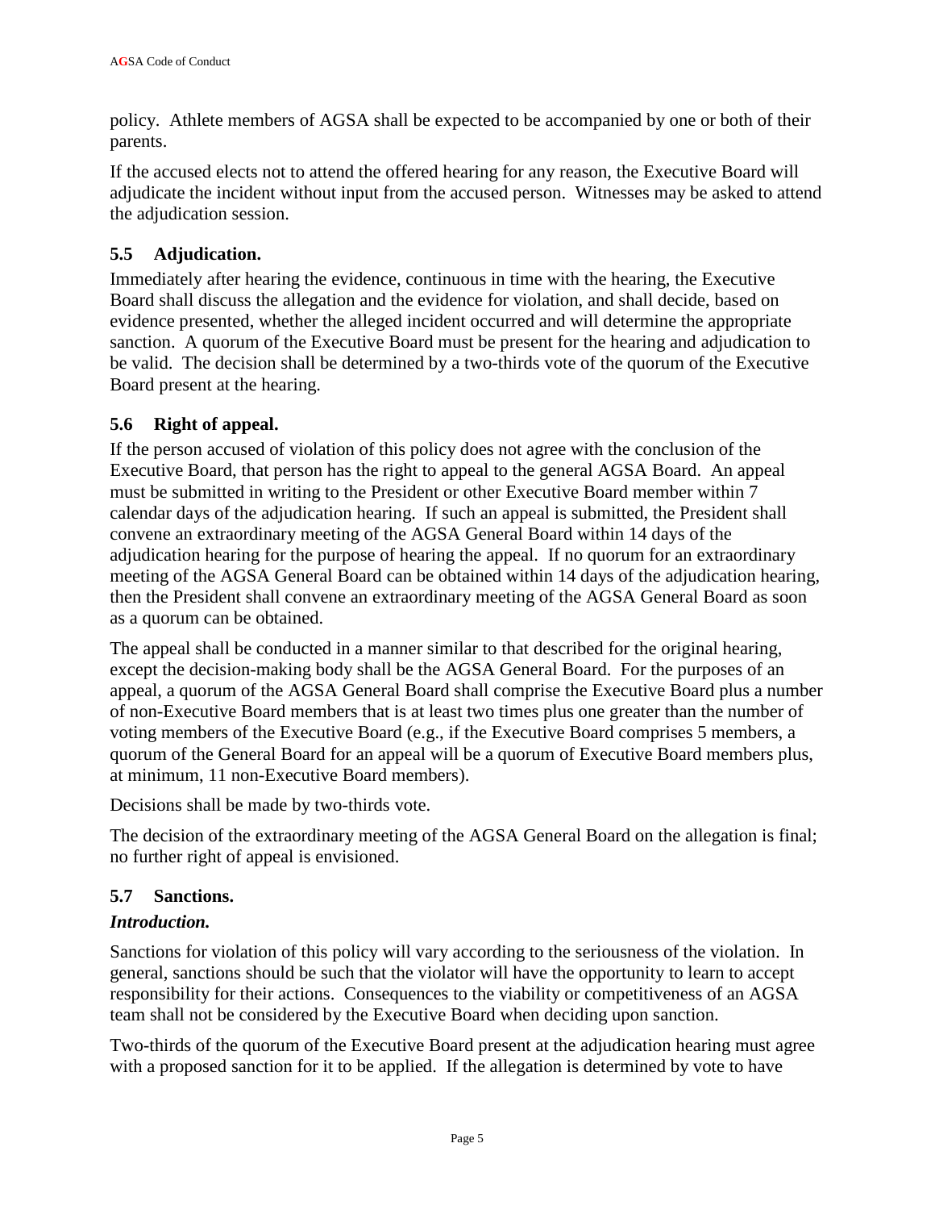policy. Athlete members of AGSA shall be expected to be accompanied by one or both of their parents.

If the accused elects not to attend the offered hearing for any reason, the Executive Board will adjudicate the incident without input from the accused person. Witnesses may be asked to attend the adjudication session.

### 5.5 Adjudication.

Immediately after hearing the evidence, continuous in time with the hearing, the Executive Board shall discuss the allegation and the evidence for violation, and shall decide, based on evidence presented, whether the alleged incident occurred and will determine the appropriate sanction. A quorum of the Executive Board must be present for the hearing and adjudication to be valid. The decision shall be determined by a two-thirds vote of the quorum of the Executive Board present at the hearing.

### 5.6 Right of appeal.

If the person accused of violation of this policy does not agree with the conclusion of the Executive Board, that person has the right to appeal to the general AGSA Board. An appeal must be submitted in writing to the President or other Executive Board member within 7 calendar days of the adjudication hearing. If such an appeal is submitted, the President shall convene an extraordinary meeting of the AGSA General Board within 14 days of the adjudication hearing for the purpose of hearing the appeal. If no quorum for an extraordinary meeting of the AGSA General Board can be obtained within 14 days of the adjudication hearing, then the President shall convene an extraordinary meeting of the AGSA General Board as soon as a quorum can be obtained.

The appeal shall be conducted in a manner similar to that described for the original hearing, except the decision-making body shall be the AGSA General Board. For the purposes of an appeal, a quorum of the AGSA General Board shall comprise the Executive Board plus a number of non-Executive Board members that is at least two times plus one greater than the number of voting members of the Executive Board (e.g., if the Executive Board comprises 5 members, a quorum of the General Board for an appeal will be a quorum of Executive Board members plus, at minimum, 11 non-Executive Board members).

Decisions shall be made by two-thirds vote.

The decision of the extraordinary meeting of the AGSA General Board on the allegation is final; no further right of appeal is envisioned.

### 5.7 Sanctions.

***Introduction.***

Sanctions for violation of this policy will vary according to the seriousness of the violation. In general, sanctions should be such that the violator will have the opportunity to learn to accept responsibility for their actions. Consequences to the viability or competitiveness of an AGSA team shall not be considered by the Executive Board when deciding upon sanction.

Two-thirds of the quorum of the Executive Board present at the adjudication hearing must agree with a proposed sanction for it to be applied. If the allegation is determined by vote to have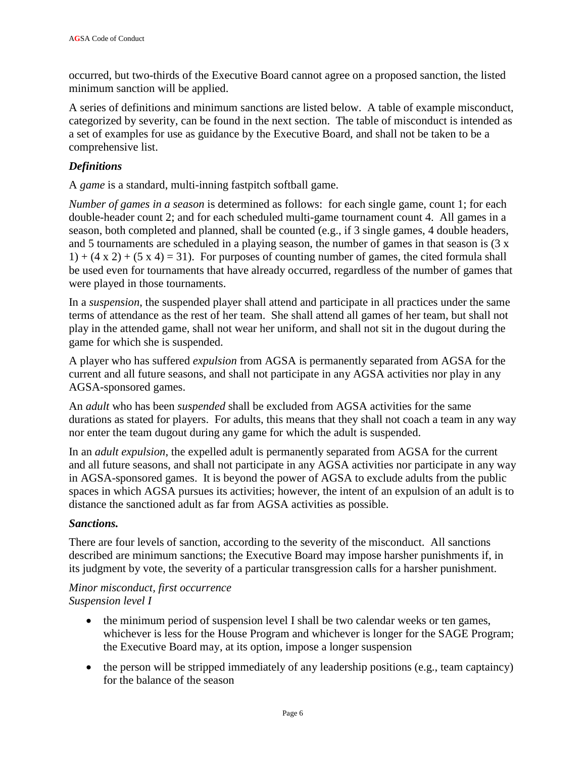occurred, but two-thirds of the Executive Board cannot agree on a proposed sanction, the listed minimum sanction will be applied.

A series of definitions and minimum sanctions are listed below. A table of example misconduct, categorized by severity, can be found in the next section. The table of misconduct is intended as a set of examples for use as guidance by the Executive Board, and shall not be taken to be a comprehensive list.

### *Definitions*

A *game* is a standard, multi-inning fastpitch softball game.

*Number of games in a season* is determined as follows: for each single game, count 1; for each double-header count 2; and for each scheduled multi-game tournament count 4. All games in a season, both completed and planned, shall be counted (e.g., if 3 single games, 4 double headers, and 5 tournaments are scheduled in a playing season, the number of games in that season is (3 x 1) + (4 x 2) + (5 x 4) = 31). For purposes of counting number of games, the cited formula shall be used even for tournaments that have already occurred, regardless of the number of games that were played in those tournaments.

In a *suspension*, the suspended player shall attend and participate in all practices under the same terms of attendance as the rest of her team. She shall attend all games of her team, but shall not play in the attended game, shall not wear her uniform, and shall not sit in the dugout during the game for which she is suspended.

A player who has suffered *expulsion* from AGSA is permanently separated from AGSA for the current and all future seasons, and shall not participate in any AGSA activities nor play in any AGSA-sponsored games.

An *adult* who has been *suspended* shall be excluded from AGSA activities for the same durations as stated for players. For adults, this means that they shall not coach a team in any way nor enter the team dugout during any game for which the adult is suspended.

In an *adult expulsion*, the expelled adult is permanently separated from AGSA for the current and all future seasons, and shall not participate in any AGSA activities nor participate in any way in AGSA-sponsored games. It is beyond the power of AGSA to exclude adults from the public spaces in which AGSA pursues its activities; however, the intent of an expulsion of an adult is to distance the sanctioned adult as far from AGSA activities as possible.

### *Sanctions.*

There are four levels of sanction, according to the severity of the misconduct. All sanctions described are minimum sanctions; the Executive Board may impose harsher punishments if, in its judgment by vote, the severity of a particular transgression calls for a harsher punishment.

*Minor misconduct, first occurrence*
*Suspension level I*

- the minimum period of suspension level I shall be two calendar weeks or ten games, whichever is less for the House Program and whichever is longer for the SAGE Program; the Executive Board may, at its option, impose a longer suspension
- the person will be stripped immediately of any leadership positions (e.g., team captaincy) for the balance of the season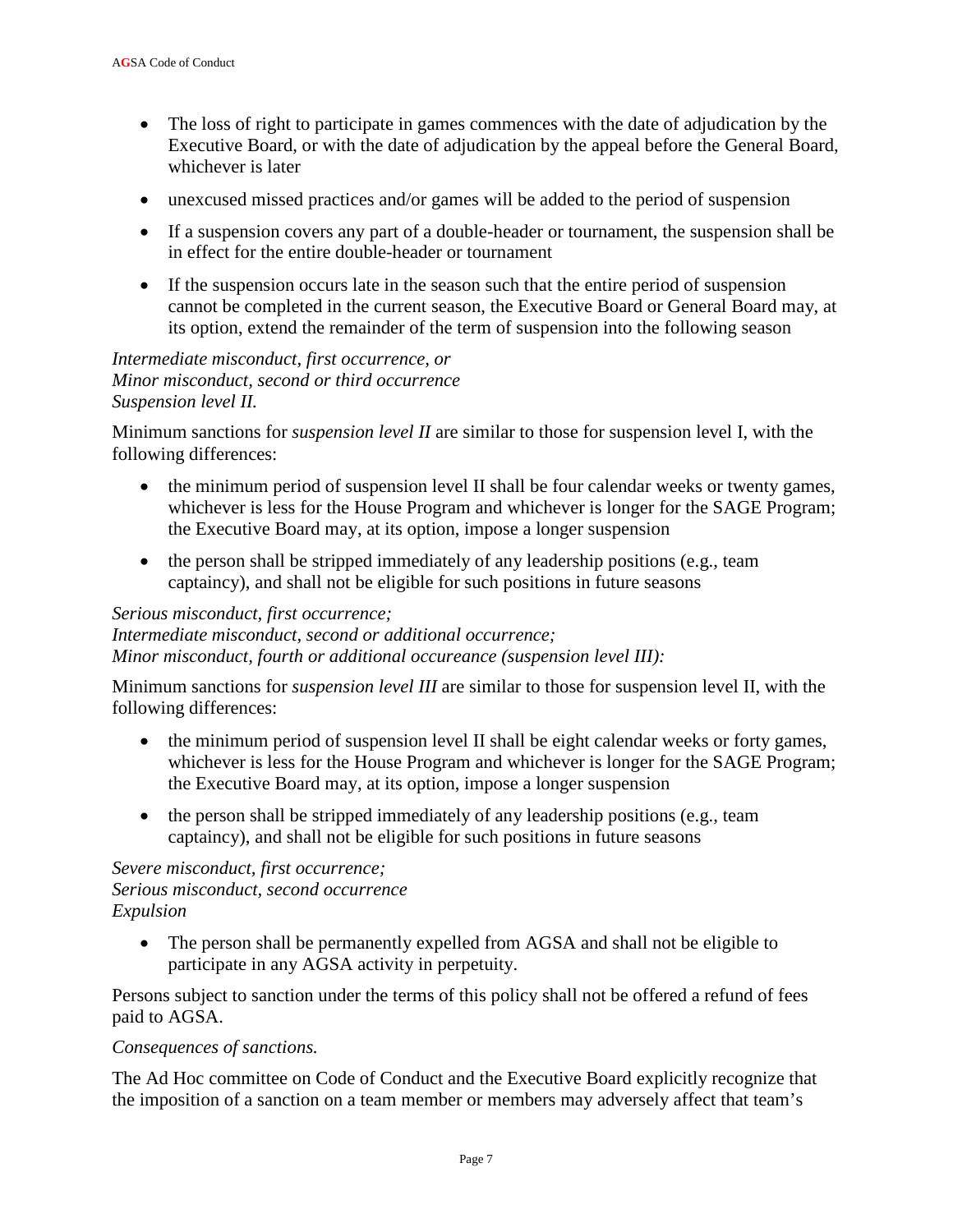- The loss of right to participate in games commences with the date of adjudication by the Executive Board, or with the date of adjudication by the appeal before the General Board, whichever is later
- unexcused missed practices and/or games will be added to the period of suspension
- If a suspension covers any part of a double-header or tournament, the suspension shall be in effect for the entire double-header or tournament
- If the suspension occurs late in the season such that the entire period of suspension cannot be completed in the current season, the Executive Board or General Board may, at its option, extend the remainder of the term of suspension into the following season

*Intermediate misconduct, first occurrence, or*
*Minor misconduct, second or third occurrence*
*Suspension level II.*

Minimum sanctions for *suspension level II* are similar to those for suspension level I, with the following differences:

- the minimum period of suspension level II shall be four calendar weeks or twenty games, whichever is less for the House Program and whichever is longer for the SAGE Program; the Executive Board may, at its option, impose a longer suspension
- the person shall be stripped immediately of any leadership positions (e.g., team captaincy), and shall not be eligible for such positions in future seasons

*Serious misconduct, first occurrence;*
*Intermediate misconduct, second or additional occurrence;*
*Minor misconduct, fourth or additional occureance (suspension level III):*

Minimum sanctions for *suspension level III* are similar to those for suspension level II, with the following differences:

- the minimum period of suspension level II shall be eight calendar weeks or forty games, whichever is less for the House Program and whichever is longer for the SAGE Program; the Executive Board may, at its option, impose a longer suspension
- the person shall be stripped immediately of any leadership positions (e.g., team captaincy), and shall not be eligible for such positions in future seasons

*Severe misconduct, first occurrence;*
*Serious misconduct, second occurrence*
*Expulsion*

- The person shall be permanently expelled from AGSA and shall not be eligible to participate in any AGSA activity in perpetuity.

Persons subject to sanction under the terms of this policy shall not be offered a refund of fees paid to AGSA.

*Consequences of sanctions.*

The Ad Hoc committee on Code of Conduct and the Executive Board explicitly recognize that the imposition of a sanction on a team member or members may adversely affect that team's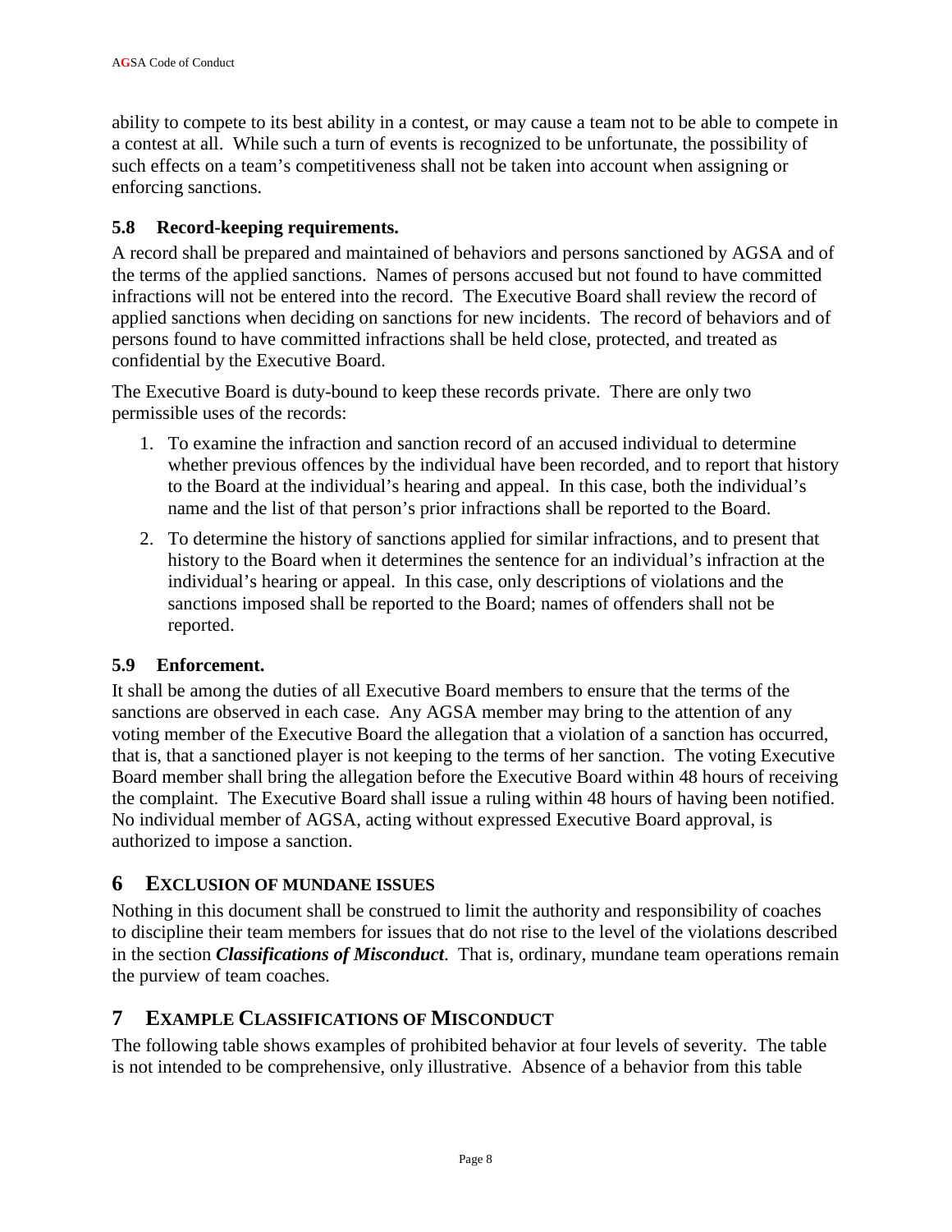ability to compete to its best ability in a contest, or may cause a team not to be able to compete in a contest at all. While such a turn of events is recognized to be unfortunate, the possibility of such effects on a team's competitiveness shall not be taken into account when assigning or enforcing sanctions.

### 5.8 Record-keeping requirements.

A record shall be prepared and maintained of behaviors and persons sanctioned by AGSA and of the terms of the applied sanctions. Names of persons accused but not found to have committed infractions will not be entered into the record. The Executive Board shall review the record of applied sanctions when deciding on sanctions for new incidents. The record of behaviors and of persons found to have committed infractions shall be held close, protected, and treated as confidential by the Executive Board.

The Executive Board is duty-bound to keep these records private. There are only two permissible uses of the records:

1. To examine the infraction and sanction record of an accused individual to determine whether previous offences by the individual have been recorded, and to report that history to the Board at the individual's hearing and appeal. In this case, both the individual's name and the list of that person's prior infractions shall be reported to the Board.
2. To determine the history of sanctions applied for similar infractions, and to present that history to the Board when it determines the sentence for an individual's infraction at the individual's hearing or appeal. In this case, only descriptions of violations and the sanctions imposed shall be reported to the Board; names of offenders shall not be reported.

### 5.9 Enforcement.

It shall be among the duties of all Executive Board members to ensure that the terms of the sanctions are observed in each case. Any AGSA member may bring to the attention of any voting member of the Executive Board the allegation that a violation of a sanction has occurred, that is, that a sanctioned player is not keeping to the terms of her sanction. The voting Executive Board member shall bring the allegation before the Executive Board within 48 hours of receiving the complaint. The Executive Board shall issue a ruling within 48 hours of having been notified. No individual member of AGSA, acting without expressed Executive Board approval, is authorized to impose a sanction.

## 6 Exclusion of Mundane Issues

Nothing in this document shall be construed to limit the authority and responsibility of coaches to discipline their team members for issues that do not rise to the level of the violations described in the section ***Classifications of Misconduct***. That is, ordinary, mundane team operations remain the purview of team coaches.

## 7 Example Classifications of Misconduct

The following table shows examples of prohibited behavior at four levels of severity. The table is not intended to be comprehensive, only illustrative. Absence of a behavior from this table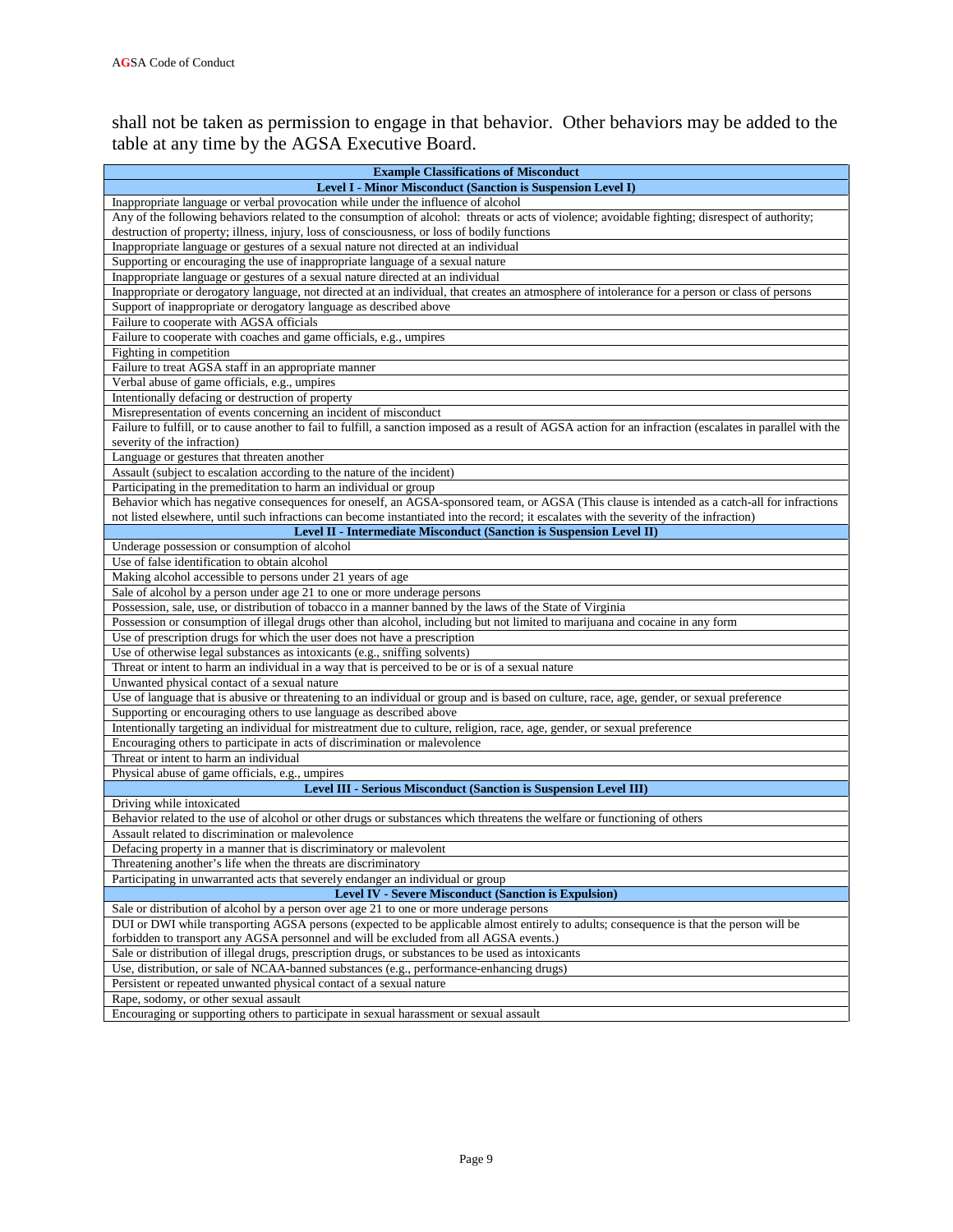shall not be taken as permission to engage in that behavior. Other behaviors may be added to the table at any time by the AGSA Executive Board.

| Example Classifications of Misconduct |
| --- |
| **Level I - Minor Misconduct (Sanction is Suspension Level I)** |
| Inappropriate language or verbal provocation while under the influence of alcohol |
| Any of the following behaviors related to the consumption of alcohol: threats or acts of violence; avoidable fighting; disrespect of authority; destruction of property; illness, injury, loss of consciousness, or loss of bodily functions |
| Inappropriate language or gestures of a sexual nature not directed at an individual |
| Supporting or encouraging the use of inappropriate language of a sexual nature |
| Inappropriate language or gestures of a sexual nature directed at an individual |
| Inappropriate or derogatory language, not directed at an individual, that creates an atmosphere of intolerance for a person or class of persons |
| Support of inappropriate or derogatory language as described above |
| Failure to cooperate with AGSA officials |
| Failure to cooperate with coaches and game officials, e.g., umpires |
| Fighting in competition |
| Failure to treat AGSA staff in an appropriate manner |
| Verbal abuse of game officials, e.g., umpires |
| Intentionally defacing or destruction of property |
| Misrepresentation of events concerning an incident of misconduct |
| Failure to fulfill, or to cause another to fail to fulfill, a sanction imposed as a result of AGSA action for an infraction (escalates in parallel with the severity of the infraction) |
| Language or gestures that threaten another |
| Assault (subject to escalation according to the nature of the incident) |
| Participating in the premeditation to harm an individual or group |
| Behavior which has negative consequences for oneself, an AGSA-sponsored team, or AGSA (This clause is intended as a catch-all for infractions not listed elsewhere, until such infractions can become instantiated into the record; it escalates with the severity of the infraction) |
| **Level II - Intermediate Misconduct (Sanction is Suspension Level II)** |
| Underage possession or consumption of alcohol |
| Use of false identification to obtain alcohol |
| Making alcohol accessible to persons under 21 years of age |
| Sale of alcohol by a person under age 21 to one or more underage persons |
| Possession, sale, use, or distribution of tobacco in a manner banned by the laws of the State of Virginia |
| Possession or consumption of illegal drugs other than alcohol, including but not limited to marijuana and cocaine in any form |
| Use of prescription drugs for which the user does not have a prescription |
| Use of otherwise legal substances as intoxicants (e.g., sniffing solvents) |
| Threat or intent to harm an individual in a way that is perceived to be or is of a sexual nature |
| Unwanted physical contact of a sexual nature |
| Use of language that is abusive or threatening to an individual or group and is based on culture, race, age, gender, or sexual preference |
| Supporting or encouraging others to use language as described above |
| Intentionally targeting an individual for mistreatment due to culture, religion, race, age, gender, or sexual preference |
| Encouraging others to participate in acts of discrimination or malevolence |
| Threat or intent to harm an individual |
| Physical abuse of game officials, e.g., umpires |
| **Level III - Serious Misconduct (Sanction is Suspension Level III)** |
| Driving while intoxicated |
| Behavior related to the use of alcohol or other drugs or substances which threatens the welfare or functioning of others |
| Assault related to discrimination or malevolence |
| Defacing property in a manner that is discriminatory or malevolent |
| Threatening another's life when the threats are discriminatory |
| Participating in unwarranted acts that severely endanger an individual or group |
| **Level IV - Severe Misconduct (Sanction is Expulsion)** |
| Sale or distribution of alcohol by a person over age 21 to one or more underage persons |
| DUI or DWI while transporting AGSA persons (expected to be applicable almost entirely to adults; consequence is that the person will be forbidden to transport any AGSA personnel and will be excluded from all AGSA events.) |
| Sale or distribution of illegal drugs, prescription drugs, or substances to be used as intoxicants |
| Use, distribution, or sale of NCAA-banned substances (e.g., performance-enhancing drugs) |
| Persistent or repeated unwanted physical contact of a sexual nature |
| Rape, sodomy, or other sexual assault |
| Encouraging or supporting others to participate in sexual harassment or sexual assault |